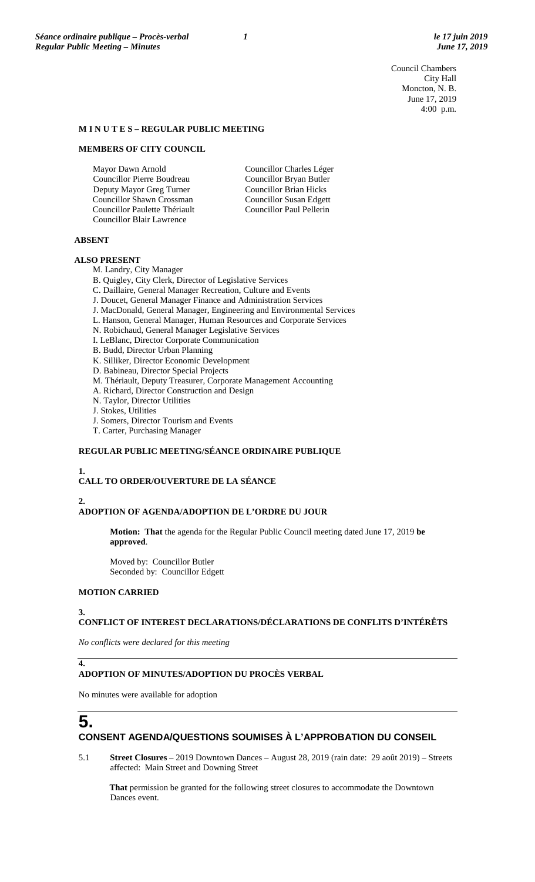Council Chambers
City Hall
Moncton, N. B.
June 17, 2019
4:00 p.m.

**M I N U T E S – REGULAR PUBLIC MEETING**

**MEMBERS OF CITY COUNCIL**

Mayor Dawn Arnold
Councillor Pierre Boudreau
Deputy Mayor Greg Turner
Councillor Shawn Crossman
Councillor Paulette Thériault
Councillor Blair Lawrence
Councillor Charles Léger
Councillor Bryan Butler
Councillor Brian Hicks
Councillor Susan Edgett
Councillor Paul Pellerin

**ABSENT**

**ALSO PRESENT**

M. Landry, City Manager
B. Quigley, City Clerk, Director of Legislative Services
C. Daillaire, General Manager Recreation, Culture and Events
J. Doucet, General Manager Finance and Administration Services
J. MacDonald, General Manager, Engineering and Environmental Services
L. Hanson, General Manager, Human Resources and Corporate Services
N. Robichaud, General Manager Legislative Services
I. LeBlanc, Director Corporate Communication
B. Budd, Director Urban Planning
K. Silliker, Director Economic Development
D. Babineau, Director Special Projects
M. Thériault, Deputy Treasurer, Corporate Management Accounting
A. Richard, Director Construction and Design
N. Taylor, Director Utilities
J. Stokes, Utilities
J. Somers, Director Tourism and Events
T. Carter, Purchasing Manager

**REGULAR PUBLIC MEETING/SÉANCE ORDINAIRE PUBLIQUE**

**1.**
**CALL TO ORDER/OUVERTURE DE LA SÉANCE**

**2.**
**ADOPTION OF AGENDA/ADOPTION DE L'ORDRE DU JOUR**

**Motion: That** the agenda for the Regular Public Council meeting dated June 17, 2019 **be approved**.

Moved by: Councillor Butler
Seconded by: Councillor Edgett

**MOTION CARRIED**

**3.**
**CONFLICT OF INTEREST DECLARATIONS/DÉCLARATIONS DE CONFLITS D'INTÉRÊTS**

*No conflicts were declared for this meeting*

**4.**
**ADOPTION OF MINUTES/ADOPTION DU PROCÈS VERBAL**

No minutes were available for adoption

# 5.
## CONSENT AGENDA/QUESTIONS SOUMISES À L'APPROBATION DU CONSEIL

5.1 **Street Closures** – 2019 Downtown Dances – August 28, 2019 (rain date: 29 août 2019) – Streets affected: Main Street and Downing Street

**That** permission be granted for the following street closures to accommodate the Downtown Dances event.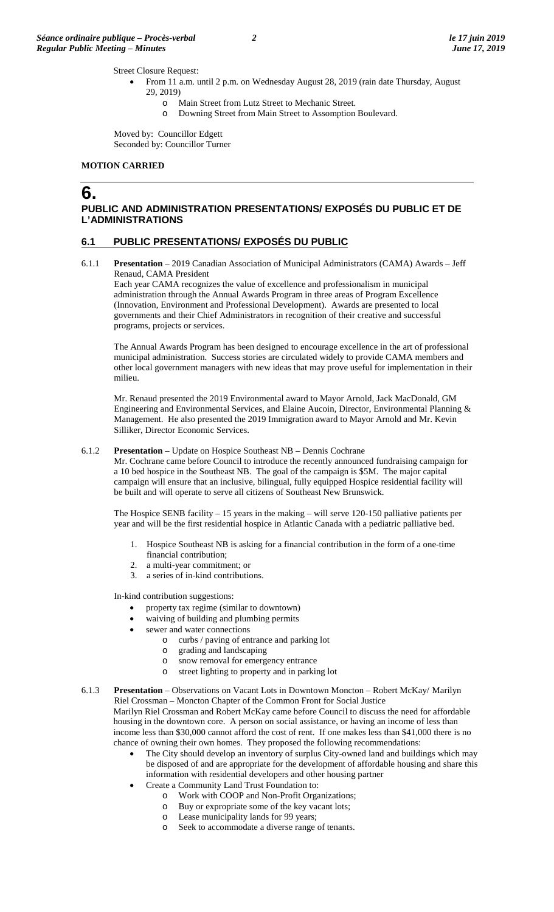Street Closure Request:

- From 11 a.m. until 2 p.m. on Wednesday August 28, 2019 (rain date Thursday, August 29, 2019)
  - Main Street from Lutz Street to Mechanic Street.
  - Downing Street from Main Street to Assomption Boulevard.

Moved by: Councillor Edgett
Seconded by: Councillor Turner

**MOTION CARRIED**

# 6. PUBLIC AND ADMINISTRATION PRESENTATIONS/ EXPOSÉS DU PUBLIC ET DE L'ADMINISTRATIONS

## 6.1 PUBLIC PRESENTATIONS/ EXPOSÉS DU PUBLIC

6.1.1 **Presentation** – 2019 Canadian Association of Municipal Administrators (CAMA) Awards – Jeff Renaud, CAMA President

Each year CAMA recognizes the value of excellence and professionalism in municipal administration through the Annual Awards Program in three areas of Program Excellence (Innovation, Environment and Professional Development). Awards are presented to local governments and their Chief Administrators in recognition of their creative and successful programs, projects or services.

The Annual Awards Program has been designed to encourage excellence in the art of professional municipal administration. Success stories are circulated widely to provide CAMA members and other local government managers with new ideas that may prove useful for implementation in their milieu.

Mr. Renaud presented the 2019 Environmental award to Mayor Arnold, Jack MacDonald, GM Engineering and Environmental Services, and Elaine Aucoin, Director, Environmental Planning & Management. He also presented the 2019 Immigration award to Mayor Arnold and Mr. Kevin Silliker, Director Economic Services.

6.1.2 **Presentation** – Update on Hospice Southeast NB – Dennis Cochrane

Mr. Cochrane came before Council to introduce the recently announced fundraising campaign for a 10 bed hospice in the Southeast NB. The goal of the campaign is $5M. The major capital campaign will ensure that an inclusive, bilingual, fully equipped Hospice residential facility will be built and will operate to serve all citizens of Southeast New Brunswick.

The Hospice SENB facility – 15 years in the making – will serve 120-150 palliative patients per year and will be the first residential hospice in Atlantic Canada with a pediatric palliative bed.

1. Hospice Southeast NB is asking for a financial contribution in the form of a one-time financial contribution;
2. a multi-year commitment; or
3. a series of in-kind contributions.

In-kind contribution suggestions:

- property tax regime (similar to downtown)
- waiving of building and plumbing permits
- sewer and water connections
  - curbs / paving of entrance and parking lot
  - grading and landscaping
  - snow removal for emergency entrance
  - street lighting to property and in parking lot

6.1.3 **Presentation** – Observations on Vacant Lots in Downtown Moncton – Robert McKay/ Marilyn Riel Crossman – Moncton Chapter of the Common Front for Social Justice

Marilyn Riel Crossman and Robert McKay came before Council to discuss the need for affordable housing in the downtown core. A person on social assistance, or having an income of less than income less than $30,000 cannot afford the cost of rent. If one makes less than $41,000 there is no chance of owning their own homes. They proposed the following recommendations:

- The City should develop an inventory of surplus City-owned land and buildings which may be disposed of and are appropriate for the development of affordable housing and share this information with residential developers and other housing partner
- Create a Community Land Trust Foundation to:
  - Work with COOP and Non-Profit Organizations;
  - Buy or expropriate some of the key vacant lots;
  - Lease municipality lands for 99 years;
  - Seek to accommodate a diverse range of tenants.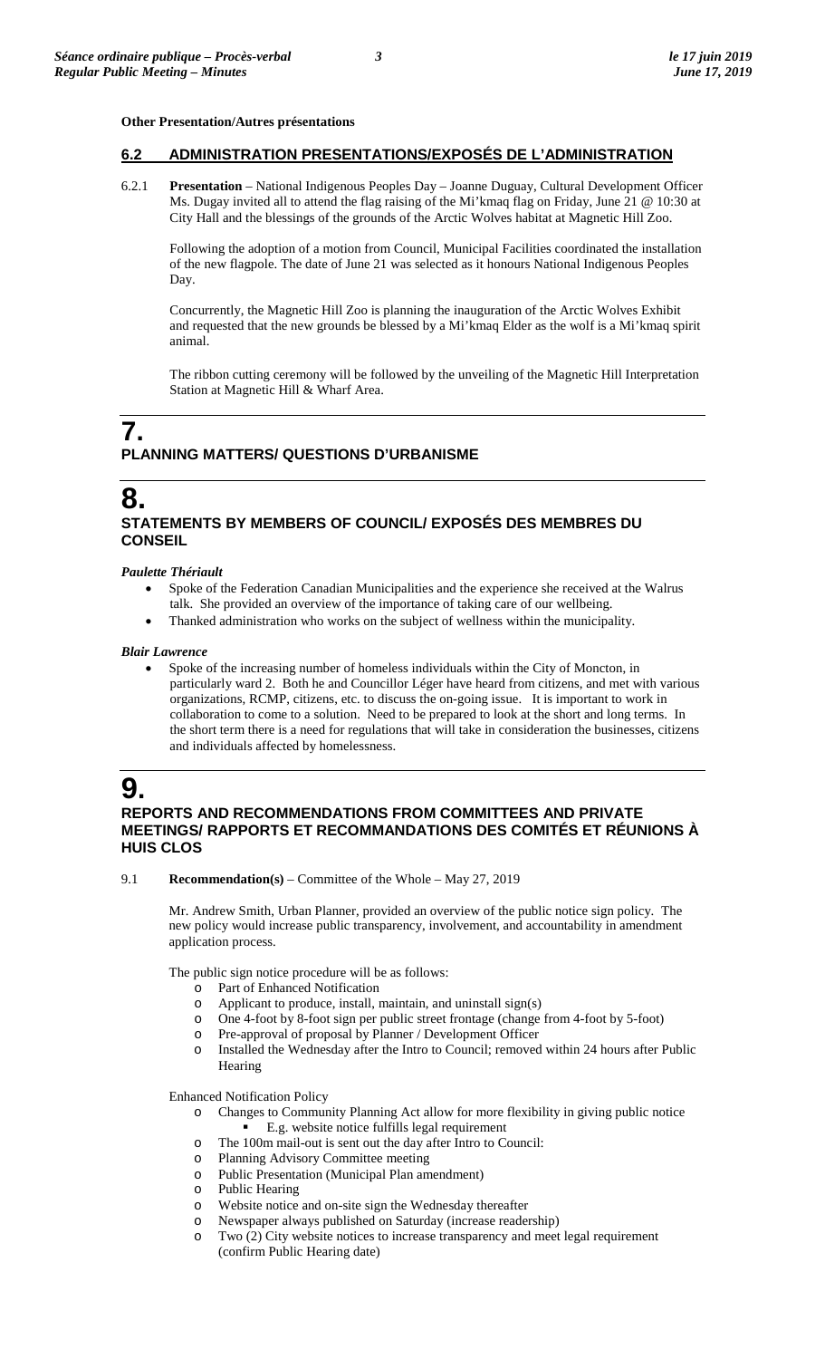**Other Presentation/Autres présentations**

## 6.2 ADMINISTRATION PRESENTATIONS/EXPOSÉS DE L'ADMINISTRATION

6.2.1 **Presentation** – National Indigenous Peoples Day – Joanne Duguay, Cultural Development Officer
Ms. Dugay invited all to attend the flag raising of the Mi'kmaq flag on Friday, June 21 @ 10:30 at City Hall and the blessings of the grounds of the Arctic Wolves habitat at Magnetic Hill Zoo.

Following the adoption of a motion from Council, Municipal Facilities coordinated the installation of the new flagpole. The date of June 21 was selected as it honours National Indigenous Peoples Day.

Concurrently, the Magnetic Hill Zoo is planning the inauguration of the Arctic Wolves Exhibit and requested that the new grounds be blessed by a Mi'kmaq Elder as the wolf is a Mi'kmaq spirit animal.

The ribbon cutting ceremony will be followed by the unveiling of the Magnetic Hill Interpretation Station at Magnetic Hill & Wharf Area.

# 7. PLANNING MATTERS/ QUESTIONS D'URBANISME

# 8. STATEMENTS BY MEMBERS OF COUNCIL/ EXPOSÉS DES MEMBRES DU CONSEIL

***Paulette Thériault***

- Spoke of the Federation Canadian Municipalities and the experience she received at the Walrus talk. She provided an overview of the importance of taking care of our wellbeing.
- Thanked administration who works on the subject of wellness within the municipality.

***Blair Lawrence***

- Spoke of the increasing number of homeless individuals within the City of Moncton, in particularly ward 2. Both he and Councillor Léger have heard from citizens, and met with various organizations, RCMP, citizens, etc. to discuss the on-going issue. It is important to work in collaboration to come to a solution. Need to be prepared to look at the short and long terms. In the short term there is a need for regulations that will take in consideration the businesses, citizens and individuals affected by homelessness.

# 9. REPORTS AND RECOMMENDATIONS FROM COMMITTEES AND PRIVATE MEETINGS/ RAPPORTS ET RECOMMANDATIONS DES COMITÉS ET RÉUNIONS À HUIS CLOS

9.1 **Recommendation(s)** – Committee of the Whole – May 27, 2019

Mr. Andrew Smith, Urban Planner, provided an overview of the public notice sign policy. The new policy would increase public transparency, involvement, and accountability in amendment application process.

The public sign notice procedure will be as follows:

- Part of Enhanced Notification
- Applicant to produce, install, maintain, and uninstall sign(s)
- One 4-foot by 8-foot sign per public street frontage (change from 4-foot by 5-foot)
- Pre-approval of proposal by Planner / Development Officer
- Installed the Wednesday after the Intro to Council; removed within 24 hours after Public Hearing

Enhanced Notification Policy

- Changes to Community Planning Act allow for more flexibility in giving public notice
  - E.g. website notice fulfills legal requirement
- The 100m mail-out is sent out the day after Intro to Council:
- Planning Advisory Committee meeting
- Public Presentation (Municipal Plan amendment)
- Public Hearing
- Website notice and on-site sign the Wednesday thereafter
- Newspaper always published on Saturday (increase readership)
- Two (2) City website notices to increase transparency and meet legal requirement (confirm Public Hearing date)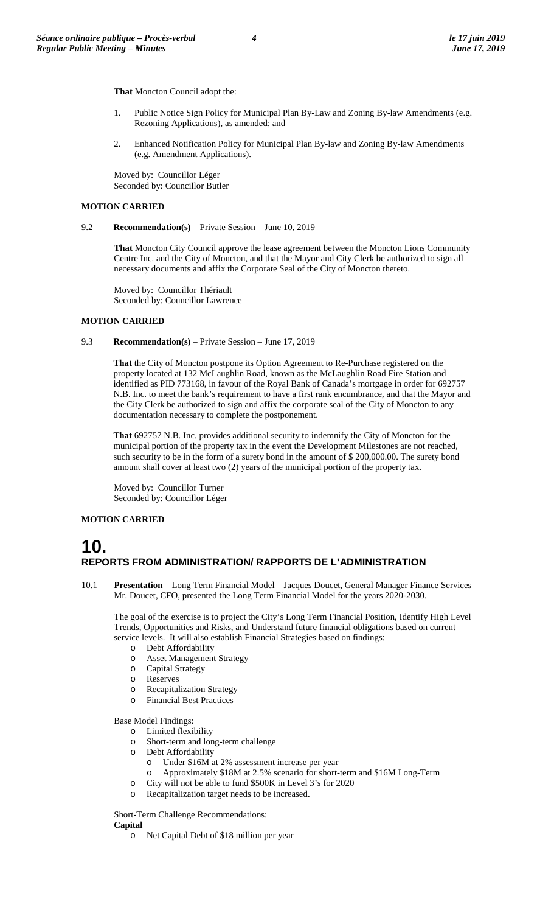**That** Moncton Council adopt the:

1. Public Notice Sign Policy for Municipal Plan By-Law and Zoning By-law Amendments (e.g. Rezoning Applications), as amended; and
2. Enhanced Notification Policy for Municipal Plan By-law and Zoning By-law Amendments (e.g. Amendment Applications).

Moved by: Councillor Léger
Seconded by: Councillor Butler

**MOTION CARRIED**

9.2 **Recommendation(s)** – Private Session – June 10, 2019

**That** Moncton City Council approve the lease agreement between the Moncton Lions Community Centre Inc. and the City of Moncton, and that the Mayor and City Clerk be authorized to sign all necessary documents and affix the Corporate Seal of the City of Moncton thereto.

Moved by: Councillor Thériault
Seconded by: Councillor Lawrence

**MOTION CARRIED**

9.3 **Recommendation(s)** – Private Session – June 17, 2019

**That** the City of Moncton postpone its Option Agreement to Re-Purchase registered on the property located at 132 McLaughlin Road, known as the McLaughlin Road Fire Station and identified as PID 773168, in favour of the Royal Bank of Canada's mortgage in order for 692757 N.B. Inc. to meet the bank's requirement to have a first rank encumbrance, and that the Mayor and the City Clerk be authorized to sign and affix the corporate seal of the City of Moncton to any documentation necessary to complete the postponement.

**That** 692757 N.B. Inc. provides additional security to indemnify the City of Moncton for the municipal portion of the property tax in the event the Development Milestones are not reached, such security to be in the form of a surety bond in the amount of $ 200,000.00. The surety bond amount shall cover at least two (2) years of the municipal portion of the property tax.

Moved by: Councillor Turner
Seconded by: Councillor Léger

**MOTION CARRIED**

## 10. REPORTS FROM ADMINISTRATION/ RAPPORTS DE L'ADMINISTRATION

10.1 **Presentation** – Long Term Financial Model – Jacques Doucet, General Manager Finance Services
Mr. Doucet, CFO, presented the Long Term Financial Model for the years 2020-2030.

The goal of the exercise is to project the City's Long Term Financial Position, Identify High Level Trends, Opportunities and Risks, and Understand future financial obligations based on current service levels. It will also establish Financial Strategies based on findings:

- Debt Affordability
- Asset Management Strategy
- Capital Strategy
- Reserves
- Recapitalization Strategy
- Financial Best Practices

Base Model Findings:

- Limited flexibility
- Short-term and long-term challenge
- Debt Affordability
  - Under $16M at 2% assessment increase per year
  - Approximately $18M at 2.5% scenario for short-term and $16M Long-Term
- City will not be able to fund $500K in Level 3's for 2020
- Recapitalization target needs to be increased.

Short-Term Challenge Recommendations:

**Capital**

- Net Capital Debt of $18 million per year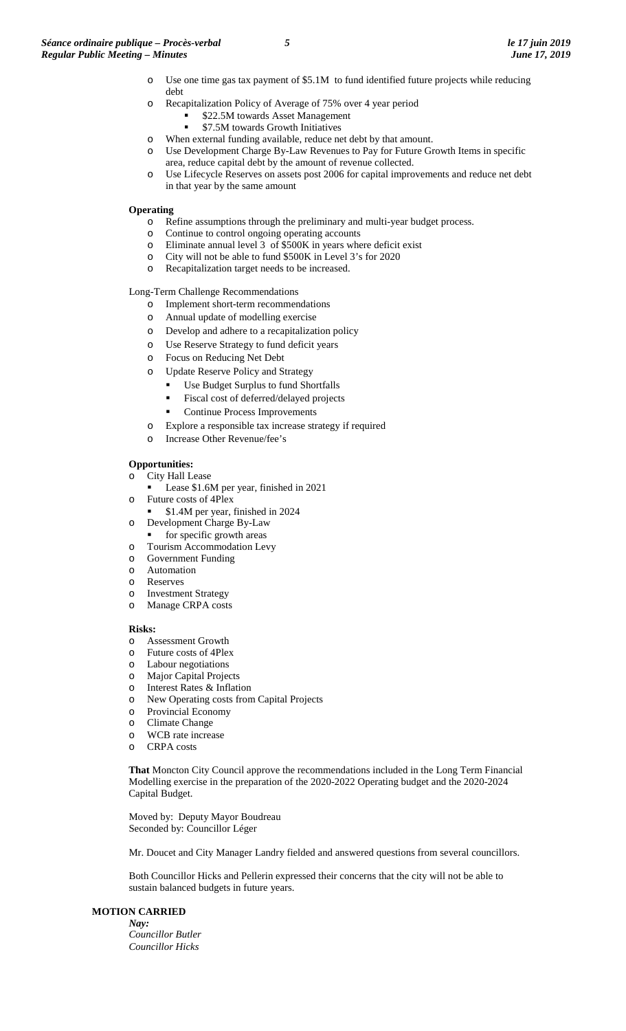- Use one time gas tax payment of \$5.1M to fund identified future projects while reducing debt
- Recapitalization Policy of Average of 75% over 4 year period
  - \$22.5M towards Asset Management
  - \$7.5M towards Growth Initiatives
- When external funding available, reduce net debt by that amount.
- Use Development Charge By-Law Revenues to Pay for Future Growth Items in specific area, reduce capital debt by the amount of revenue collected.
- Use Lifecycle Reserves on assets post 2006 for capital improvements and reduce net debt in that year by the same amount

**Operating**

- Refine assumptions through the preliminary and multi-year budget process.
- Continue to control ongoing operating accounts
- Eliminate annual level 3 of \$500K in years where deficit exist
- City will not be able to fund \$500K in Level 3's for 2020
- Recapitalization target needs to be increased.

Long-Term Challenge Recommendations

- Implement short-term recommendations
- Annual update of modelling exercise
- Develop and adhere to a recapitalization policy
- Use Reserve Strategy to fund deficit years
- Focus on Reducing Net Debt
- Update Reserve Policy and Strategy
  - Use Budget Surplus to fund Shortfalls
  - Fiscal cost of deferred/delayed projects
  - Continue Process Improvements
- Explore a responsible tax increase strategy if required
- Increase Other Revenue/fee's

**Opportunities:**

- City Hall Lease
  - Lease \$1.6M per year, finished in 2021
- Future costs of 4Plex
  - \$1.4M per year, finished in 2024
- Development Charge By-Law
  - for specific growth areas
- Tourism Accommodation Levy
- Government Funding
- Automation
- Reserves
- Investment Strategy
- Manage CRPA costs

**Risks:**

- Assessment Growth
- Future costs of 4Plex
- Labour negotiations
- Major Capital Projects
- Interest Rates & Inflation
- New Operating costs from Capital Projects
- Provincial Economy
- Climate Change
- WCB rate increase
- CRPA costs

**That** Moncton City Council approve the recommendations included in the Long Term Financial Modelling exercise in the preparation of the 2020-2022 Operating budget and the 2020-2024 Capital Budget.

Moved by: Deputy Mayor Boudreau
Seconded by: Councillor Léger

Mr. Doucet and City Manager Landry fielded and answered questions from several councillors.

Both Councillor Hicks and Pellerin expressed their concerns that the city will not be able to sustain balanced budgets in future years.

**MOTION CARRIED**

*Nay:*
*Councillor Butler*
*Councillor Hicks*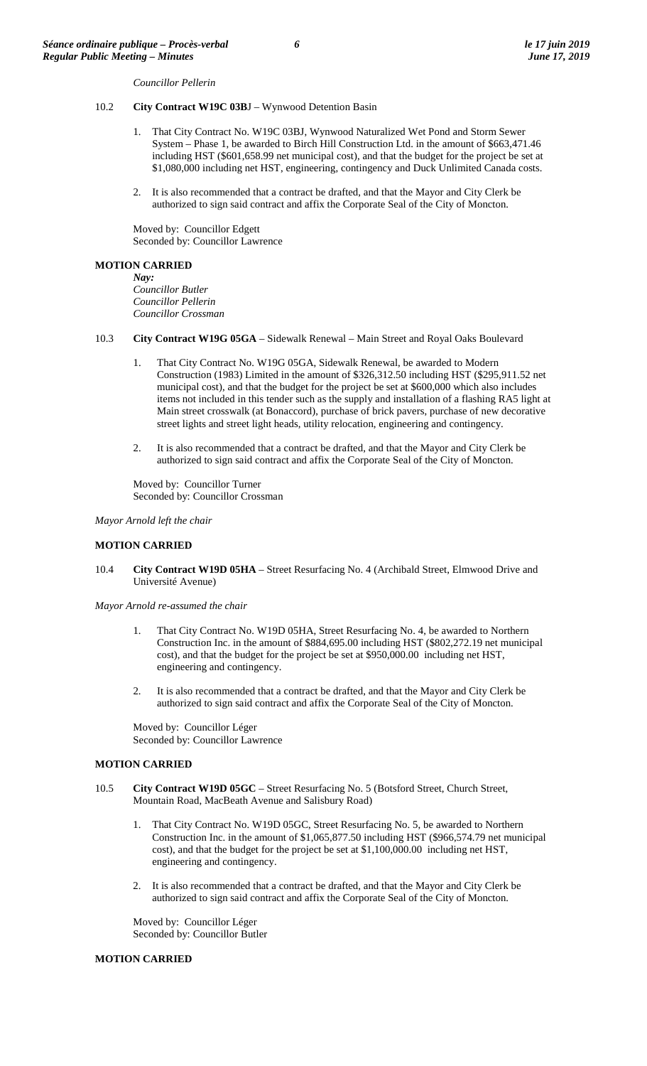*Councillor Pellerin*

10.2 **City Contract W19C 03B**J – Wynwood Detention Basin

1. That City Contract No. W19C 03BJ, Wynwood Naturalized Wet Pond and Storm Sewer System – Phase 1, be awarded to Birch Hill Construction Ltd. in the amount of $663,471.46 including HST ($601,658.99 net municipal cost), and that the budget for the project be set at $1,080,000 including net HST, engineering, contingency and Duck Unlimited Canada costs.

2. It is also recommended that a contract be drafted, and that the Mayor and City Clerk be authorized to sign said contract and affix the Corporate Seal of the City of Moncton.

Moved by: Councillor Edgett
Seconded by: Councillor Lawrence

**MOTION CARRIED**

*Nay:*
*Councillor Butler*
*Councillor Pellerin*
*Councillor Crossman*

10.3 **City Contract W19G 05GA** – Sidewalk Renewal – Main Street and Royal Oaks Boulevard

1. That City Contract No. W19G 05GA, Sidewalk Renewal, be awarded to Modern Construction (1983) Limited in the amount of $326,312.50 including HST ($295,911.52 net municipal cost), and that the budget for the project be set at $600,000 which also includes items not included in this tender such as the supply and installation of a flashing RA5 light at Main street crosswalk (at Bonaccord), purchase of brick pavers, purchase of new decorative street lights and street light heads, utility relocation, engineering and contingency.

2. It is also recommended that a contract be drafted, and that the Mayor and City Clerk be authorized to sign said contract and affix the Corporate Seal of the City of Moncton.

Moved by: Councillor Turner
Seconded by: Councillor Crossman

*Mayor Arnold left the chair*

**MOTION CARRIED**

10.4 **City Contract W19D 05HA** – Street Resurfacing No. 4 (Archibald Street, Elmwood Drive and Université Avenue)

*Mayor Arnold re-assumed the chair*

1. That City Contract No. W19D 05HA, Street Resurfacing No. 4, be awarded to Northern Construction Inc. in the amount of $884,695.00 including HST ($802,272.19 net municipal cost), and that the budget for the project be set at $950,000.00 including net HST, engineering and contingency.

2. It is also recommended that a contract be drafted, and that the Mayor and City Clerk be authorized to sign said contract and affix the Corporate Seal of the City of Moncton.

Moved by: Councillor Léger
Seconded by: Councillor Lawrence

**MOTION CARRIED**

10.5 **City Contract W19D 05GC** – Street Resurfacing No. 5 (Botsford Street, Church Street, Mountain Road, MacBeath Avenue and Salisbury Road)

1. That City Contract No. W19D 05GC, Street Resurfacing No. 5, be awarded to Northern Construction Inc. in the amount of $1,065,877.50 including HST ($966,574.79 net municipal cost), and that the budget for the project be set at $1,100,000.00 including net HST, engineering and contingency.

2. It is also recommended that a contract be drafted, and that the Mayor and City Clerk be authorized to sign said contract and affix the Corporate Seal of the City of Moncton.

Moved by: Councillor Léger
Seconded by: Councillor Butler

**MOTION CARRIED**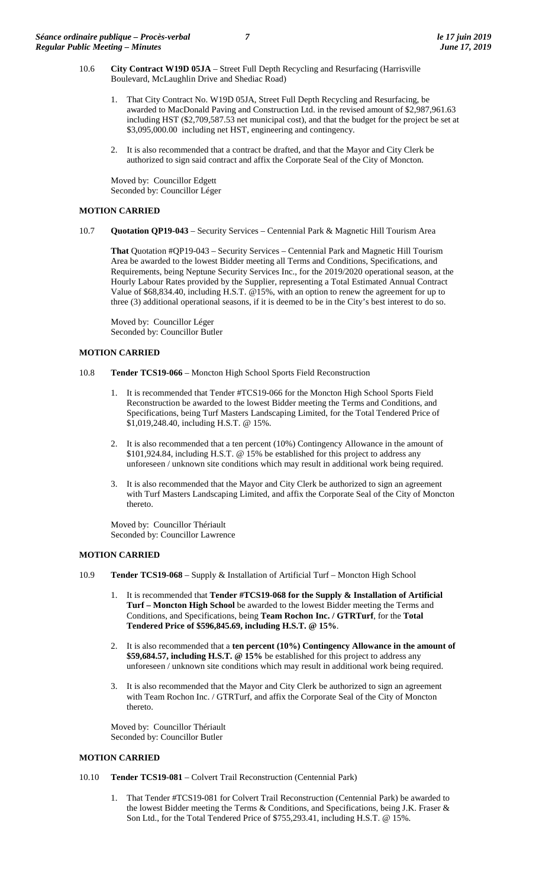10.6 **City Contract W19D 05JA** – Street Full Depth Recycling and Resurfacing (Harrisville Boulevard, McLaughlin Drive and Shediac Road)

1. That City Contract No. W19D 05JA, Street Full Depth Recycling and Resurfacing, be awarded to MacDonald Paving and Construction Ltd. in the revised amount of $2,987,961.63 including HST ($2,709,587.53 net municipal cost), and that the budget for the project be set at $3,095,000.00 including net HST, engineering and contingency.

2. It is also recommended that a contract be drafted, and that the Mayor and City Clerk be authorized to sign said contract and affix the Corporate Seal of the City of Moncton.

Moved by: Councillor Edgett
Seconded by: Councillor Léger

**MOTION CARRIED**

10.7 **Quotation QP19-043** – Security Services – Centennial Park & Magnetic Hill Tourism Area

**That** Quotation #QP19-043 – Security Services – Centennial Park and Magnetic Hill Tourism Area be awarded to the lowest Bidder meeting all Terms and Conditions, Specifications, and Requirements, being Neptune Security Services Inc., for the 2019/2020 operational season, at the Hourly Labour Rates provided by the Supplier, representing a Total Estimated Annual Contract Value of $68,834.40, including H.S.T. @15%, with an option to renew the agreement for up to three (3) additional operational seasons, if it is deemed to be in the City's best interest to do so.

Moved by: Councillor Léger
Seconded by: Councillor Butler

**MOTION CARRIED**

10.8 **Tender TCS19-066** – Moncton High School Sports Field Reconstruction

1. It is recommended that Tender #TCS19-066 for the Moncton High School Sports Field Reconstruction be awarded to the lowest Bidder meeting the Terms and Conditions, and Specifications, being Turf Masters Landscaping Limited, for the Total Tendered Price of $1,019,248.40, including H.S.T. @ 15%.

2. It is also recommended that a ten percent (10%) Contingency Allowance in the amount of $101,924.84, including H.S.T. @ 15% be established for this project to address any unforeseen / unknown site conditions which may result in additional work being required.

3. It is also recommended that the Mayor and City Clerk be authorized to sign an agreement with Turf Masters Landscaping Limited, and affix the Corporate Seal of the City of Moncton thereto.

Moved by: Councillor Thériault
Seconded by: Councillor Lawrence

**MOTION CARRIED**

10.9 **Tender TCS19-068** – Supply & Installation of Artificial Turf – Moncton High School

1. It is recommended that **Tender #TCS19-068 for the Supply & Installation of Artificial Turf – Moncton High School** be awarded to the lowest Bidder meeting the Terms and Conditions, and Specifications, being **Team Rochon Inc. / GTRTurf**, for the **Total Tendered Price of $596,845.69, including H.S.T. @ 15%**.

2. It is also recommended that a **ten percent (10%) Contingency Allowance in the amount of $59,684.57, including H.S.T. @ 15%** be established for this project to address any unforeseen / unknown site conditions which may result in additional work being required.

3. It is also recommended that the Mayor and City Clerk be authorized to sign an agreement with Team Rochon Inc. / GTRTurf, and affix the Corporate Seal of the City of Moncton thereto.

Moved by: Councillor Thériault
Seconded by: Councillor Butler

**MOTION CARRIED**

10.10 **Tender TCS19-081** – Colvert Trail Reconstruction (Centennial Park)

1. That Tender #TCS19-081 for Colvert Trail Reconstruction (Centennial Park) be awarded to the lowest Bidder meeting the Terms & Conditions, and Specifications, being J.K. Fraser & Son Ltd., for the Total Tendered Price of $755,293.41, including H.S.T. @ 15%.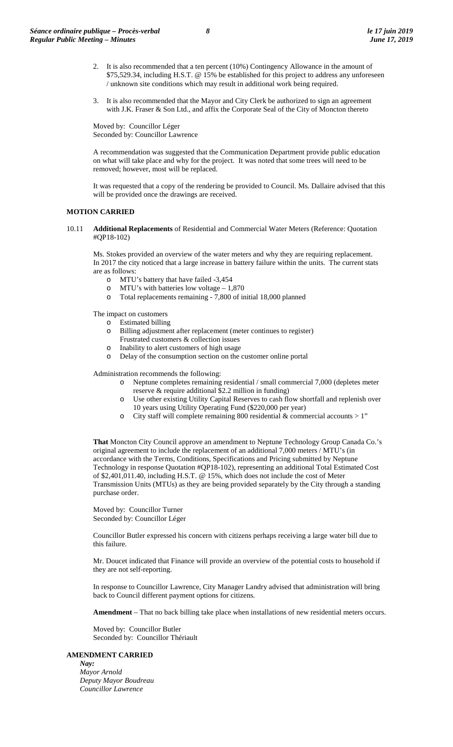2. It is also recommended that a ten percent (10%) Contingency Allowance in the amount of $75,529.34, including H.S.T. @ 15% be established for this project to address any unforeseen / unknown site conditions which may result in additional work being required.

3. It is also recommended that the Mayor and City Clerk be authorized to sign an agreement with J.K. Fraser & Son Ltd., and affix the Corporate Seal of the City of Moncton thereto

Moved by: Councillor Léger
Seconded by: Councillor Lawrence

A recommendation was suggested that the Communication Department provide public education on what will take place and why for the project. It was noted that some trees will need to be removed; however, most will be replaced.

It was requested that a copy of the rendering be provided to Council. Ms. Dallaire advised that this will be provided once the drawings are received.

**MOTION CARRIED**

10.11 **Additional Replacements** of Residential and Commercial Water Meters (Reference: Quotation #QP18-102)

Ms. Stokes provided an overview of the water meters and why they are requiring replacement. In 2017 the city noticed that a large increase in battery failure within the units. The current stats are as follows:

- MTU's battery that have failed -3,454
- MTU's with batteries low voltage – 1,870
- Total replacements remaining - 7,800 of initial 18,000 planned

The impact on customers

- Estimated billing
- Billing adjustment after replacement (meter continues to register) Frustrated customers & collection issues
- Inability to alert customers of high usage
- Delay of the consumption section on the customer online portal

Administration recommends the following:

- Neptune completes remaining residential / small commercial 7,000 (depletes meter reserve & require additional $2.2 million in funding)
- Use other existing Utility Capital Reserves to cash flow shortfall and replenish over 10 years using Utility Operating Fund ($220,000 per year)
- City staff will complete remaining 800 residential & commercial accounts > 1"

**That** Moncton City Council approve an amendment to Neptune Technology Group Canada Co.'s original agreement to include the replacement of an additional 7,000 meters / MTU's (in accordance with the Terms, Conditions, Specifications and Pricing submitted by Neptune Technology in response Quotation #QP18-102), representing an additional Total Estimated Cost of $2,401,011.40, including H.S.T. @ 15%, which does not include the cost of Meter Transmission Units (MTUs) as they are being provided separately by the City through a standing purchase order.

Moved by: Councillor Turner
Seconded by: Councillor Léger

Councillor Butler expressed his concern with citizens perhaps receiving a large water bill due to this failure.

Mr. Doucet indicated that Finance will provide an overview of the potential costs to household if they are not self-reporting.

In response to Councillor Lawrence, City Manager Landry advised that administration will bring back to Council different payment options for citizens.

**Amendment** – That no back billing take place when installations of new residential meters occurs.

Moved by: Councillor Butler
Seconded by: Councillor Thériault

**AMENDMENT CARRIED**

***Nay:***
*Mayor Arnold*
*Deputy Mayor Boudreau*
*Councillor Lawrence*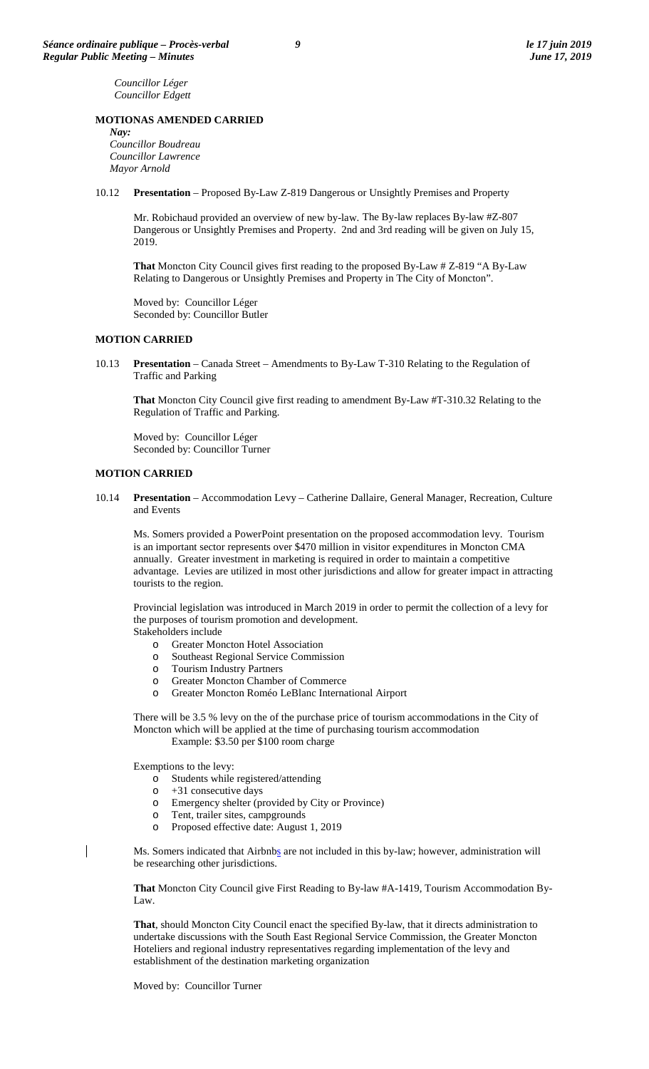*Councillor Léger*
*Councillor Edgett*

**MOTIONAS AMENDED CARRIED**

***Nay:***
*Councillor Boudreau*
*Councillor Lawrence*
*Mayor Arnold*

10.12 **Presentation** – Proposed By-Law Z-819 Dangerous or Unsightly Premises and Property

Mr. Robichaud provided an overview of new by-law. The By-law replaces By-law #Z-807 Dangerous or Unsightly Premises and Property. 2nd and 3rd reading will be given on July 15, 2019.

**That** Moncton City Council gives first reading to the proposed By-Law # Z-819 "A By-Law Relating to Dangerous or Unsightly Premises and Property in The City of Moncton".

Moved by: Councillor Léger
Seconded by: Councillor Butler

**MOTION CARRIED**

10.13 **Presentation** – Canada Street – Amendments to By-Law T-310 Relating to the Regulation of Traffic and Parking

**That** Moncton City Council give first reading to amendment By-Law #T-310.32 Relating to the Regulation of Traffic and Parking.

Moved by: Councillor Léger
Seconded by: Councillor Turner

**MOTION CARRIED**

10.14 **Presentation** – Accommodation Levy – Catherine Dallaire, General Manager, Recreation, Culture and Events

Ms. Somers provided a PowerPoint presentation on the proposed accommodation levy. Tourism is an important sector represents over $470 million in visitor expenditures in Moncton CMA annually. Greater investment in marketing is required in order to maintain a competitive advantage. Levies are utilized in most other jurisdictions and allow for greater impact in attracting tourists to the region.

Provincial legislation was introduced in March 2019 in order to permit the collection of a levy for the purposes of tourism promotion and development.
Stakeholders include

- Greater Moncton Hotel Association
- Southeast Regional Service Commission
- Tourism Industry Partners
- Greater Moncton Chamber of Commerce
- Greater Moncton Roméo LeBlanc International Airport

There will be 3.5 % levy on the of the purchase price of tourism accommodations in the City of Moncton which will be applied at the time of purchasing tourism accommodation
Example: $3.50 per $100 room charge

Exemptions to the levy:

- Students while registered/attending
- +31 consecutive days
- Emergency shelter (provided by City or Province)
- Tent, trailer sites, campgrounds
- Proposed effective date: August 1, 2019

Ms. Somers indicated that Airbnbs are not included in this by-law; however, administration will be researching other jurisdictions.

**That** Moncton City Council give First Reading to By-law #A-1419, Tourism Accommodation By-Law.

**That**, should Moncton City Council enact the specified By-law, that it directs administration to undertake discussions with the South East Regional Service Commission, the Greater Moncton Hoteliers and regional industry representatives regarding implementation of the levy and establishment of the destination marketing organization

Moved by: Councillor Turner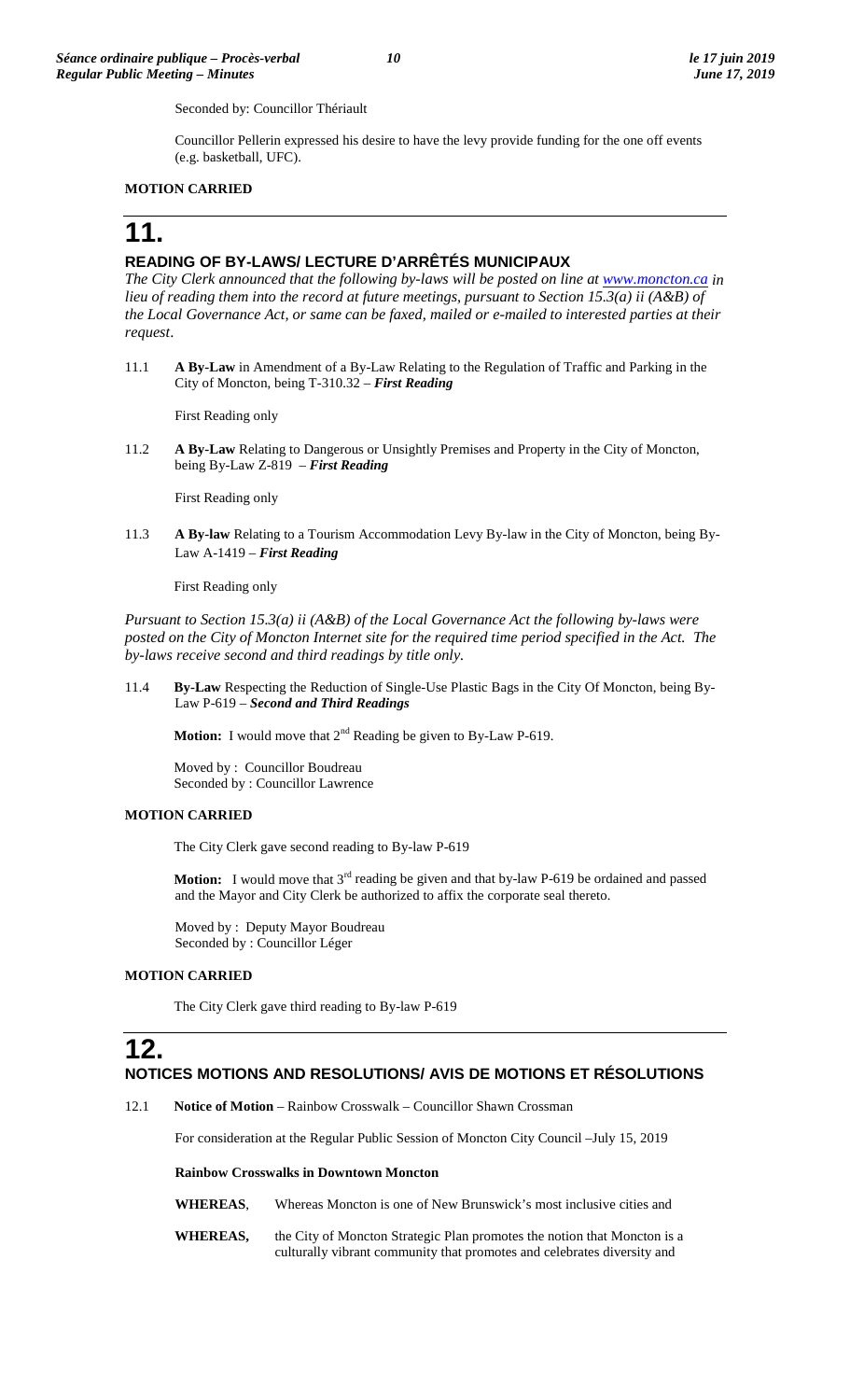Seconded by: Councillor Thériault

Councillor Pellerin expressed his desire to have the levy provide funding for the one off events (e.g. basketball, UFC).

**MOTION CARRIED**

# 11.

## READING OF BY-LAWS/ LECTURE D'ARRÊTÉS MUNICIPAUX

*The City Clerk announced that the following by-laws will be posted on line at www.moncton.ca in lieu of reading them into the record at future meetings, pursuant to Section 15.3(a) ii (A&B) of the Local Governance Act, or same can be faxed, mailed or e-mailed to interested parties at their request*.

11.1 **A By-Law** in Amendment of a By-Law Relating to the Regulation of Traffic and Parking in the City of Moncton, being T-310.32 – ***First Reading***

First Reading only

11.2 **A By-Law** Relating to Dangerous or Unsightly Premises and Property in the City of Moncton, being By-Law Z-819 – ***First Reading***

First Reading only

11.3 **A By-law** Relating to a Tourism Accommodation Levy By-law in the City of Moncton, being By-Law A-1419 – ***First Reading***

First Reading only

*Pursuant to Section 15.3(a) ii (A&B) of the Local Governance Act the following by-laws were posted on the City of Moncton Internet site for the required time period specified in the Act. The by-laws receive second and third readings by title only.*

11.4 **By-Law** Respecting the Reduction of Single-Use Plastic Bags in the City Of Moncton, being By-Law P-619 – ***Second and Third Readings***

**Motion:** I would move that 2nd Reading be given to By-Law P-619.

Moved by : Councillor Boudreau
Seconded by : Councillor Lawrence

**MOTION CARRIED**

The City Clerk gave second reading to By-law P-619

**Motion:** I would move that 3rd reading be given and that by-law P-619 be ordained and passed and the Mayor and City Clerk be authorized to affix the corporate seal thereto.

Moved by : Deputy Mayor Boudreau
Seconded by : Councillor Léger

**MOTION CARRIED**

The City Clerk gave third reading to By-law P-619

# 12.

## NOTICES MOTIONS AND RESOLUTIONS/ AVIS DE MOTIONS ET RÉSOLUTIONS

12.1 **Notice of Motion** – Rainbow Crosswalk – Councillor Shawn Crossman

For consideration at the Regular Public Session of Moncton City Council –July 15, 2019

**Rainbow Crosswalks in Downtown Moncton**

**WHEREAS**, Whereas Moncton is one of New Brunswick's most inclusive cities and

**WHEREAS,** the City of Moncton Strategic Plan promotes the notion that Moncton is a culturally vibrant community that promotes and celebrates diversity and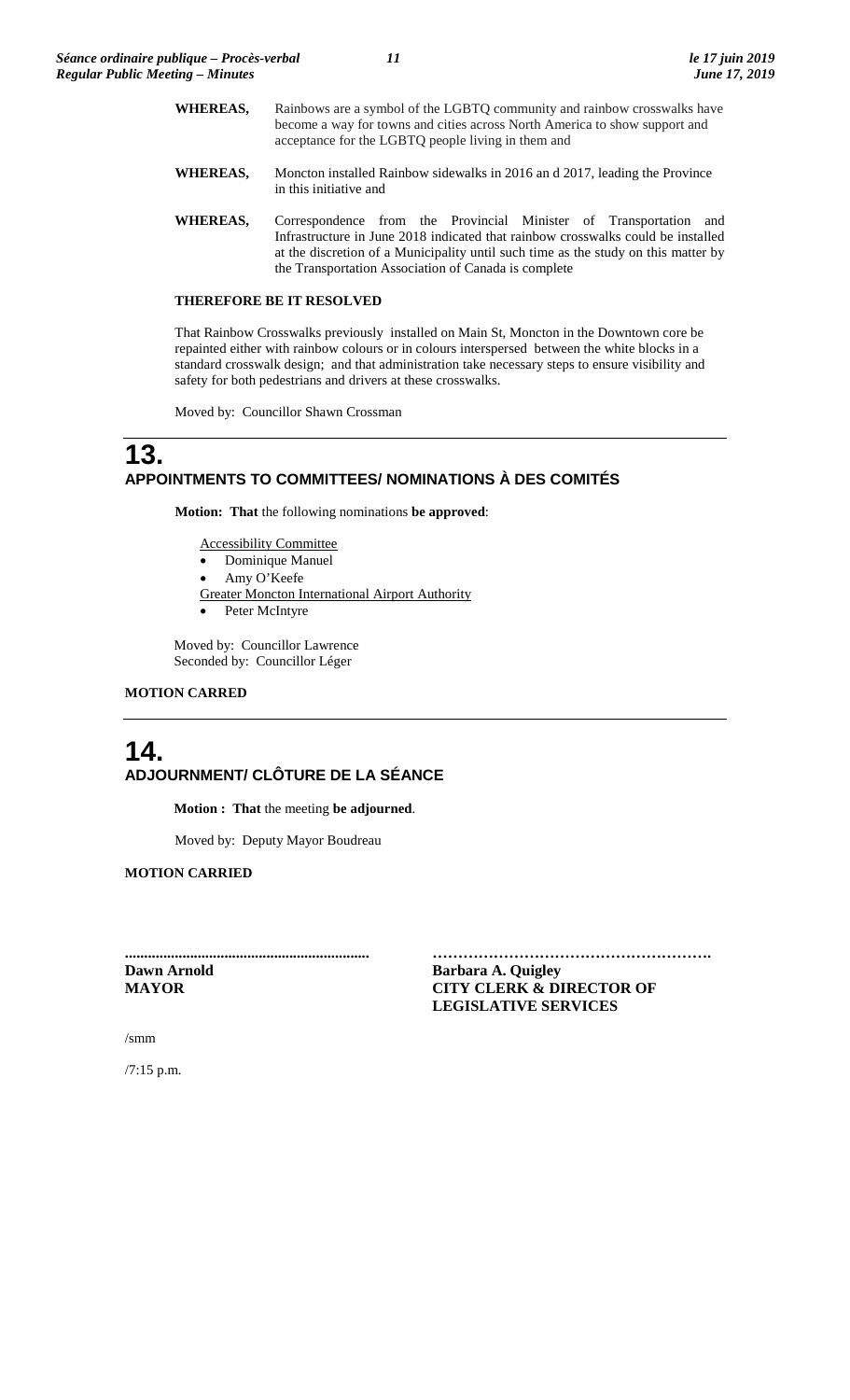**WHEREAS,** Rainbows are a symbol of the LGBTQ community and rainbow crosswalks have become a way for towns and cities across North America to show support and acceptance for the LGBTQ people living in them and

**WHEREAS,** Moncton installed Rainbow sidewalks in 2016 an d 2017, leading the Province in this initiative and

**WHEREAS,** Correspondence from the Provincial Minister of Transportation and Infrastructure in June 2018 indicated that rainbow crosswalks could be installed at the discretion of a Municipality until such time as the study on this matter by the Transportation Association of Canada is complete

**THEREFORE BE IT RESOLVED**

That Rainbow Crosswalks previously installed on Main St, Moncton in the Downtown core be repainted either with rainbow colours or in colours interspersed between the white blocks in a standard crosswalk design; and that administration take necessary steps to ensure visibility and safety for both pedestrians and drivers at these crosswalks.

Moved by: Councillor Shawn Crossman

# 13.
## APPOINTMENTS TO COMMITTEES/ NOMINATIONS À DES COMITÉS

**Motion: That** the following nominations **be approved**:

<u>Accessibility Committee</u>
- Dominique Manuel
- Amy O'Keefe

<u>Greater Moncton International Airport Authority</u>
- Peter McIntyre

Moved by: Councillor Lawrence
Seconded by: Councillor Léger

**MOTION CARRED**

# 14.
## ADJOURNMENT/ CLÔTURE DE LA SÉANCE

**Motion : That** the meeting **be adjourned**.

Moved by: Deputy Mayor Boudreau

**MOTION CARRIED**

| | |
|---|---|
| .............................................................. | ………………………………………………. |
| **Dawn Arnold** | **Barbara A. Quigley** |
| **MAYOR** | **CITY CLERK & DIRECTOR OF LEGISLATIVE SERVICES** |

/smm

/7:15 p.m.